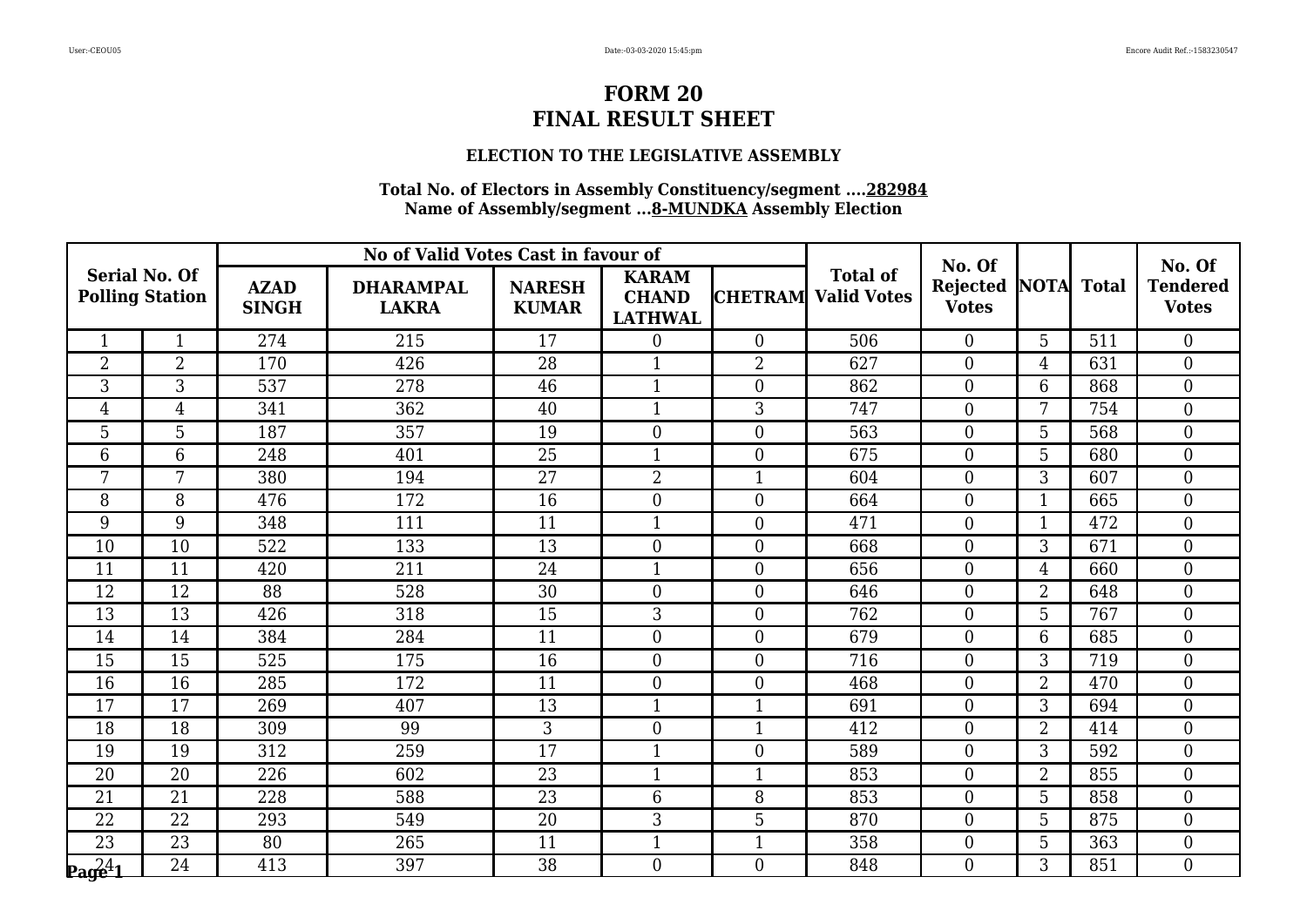# FORM 20
# FINAL RESULT SHEET

### ELECTION TO THE LEGISLATIVE ASSEMBLY

**Total No. of Electors in Assembly Constituency/segment ….282984**
**Name of Assembly/segment …8-MUNDKA Assembly Election**

| Serial No. Of Polling Station | | No of Valid Votes Cast in favour of | | | | | Total of Valid Votes | No. Of Rejected Votes | NOTA | Total | No. Of Tendered Votes |
|---|---|---|---|---|---|---|---|---|---|---|---|
| | | AZAD SINGH | DHARAMPAL LAKRA | NARESH KUMAR | KARAM CHAND LATHWAL | CHETRAM | | | | | |
| 1 | 1 | 274 | 215 | 17 | 0 | 0 | 506 | 0 | 5 | 511 | 0 |
| 2 | 2 | 170 | 426 | 28 | 1 | 2 | 627 | 0 | 4 | 631 | 0 |
| 3 | 3 | 537 | 278 | 46 | 1 | 0 | 862 | 0 | 6 | 868 | 0 |
| 4 | 4 | 341 | 362 | 40 | 1 | 3 | 747 | 0 | 7 | 754 | 0 |
| 5 | 5 | 187 | 357 | 19 | 0 | 0 | 563 | 0 | 5 | 568 | 0 |
| 6 | 6 | 248 | 401 | 25 | 1 | 0 | 675 | 0 | 5 | 680 | 0 |
| 7 | 7 | 380 | 194 | 27 | 2 | 1 | 604 | 0 | 3 | 607 | 0 |
| 8 | 8 | 476 | 172 | 16 | 0 | 0 | 664 | 0 | 1 | 665 | 0 |
| 9 | 9 | 348 | 111 | 11 | 1 | 0 | 471 | 0 | 1 | 472 | 0 |
| 10 | 10 | 522 | 133 | 13 | 0 | 0 | 668 | 0 | 3 | 671 | 0 |
| 11 | 11 | 420 | 211 | 24 | 1 | 0 | 656 | 0 | 4 | 660 | 0 |
| 12 | 12 | 88 | 528 | 30 | 0 | 0 | 646 | 0 | 2 | 648 | 0 |
| 13 | 13 | 426 | 318 | 15 | 3 | 0 | 762 | 0 | 5 | 767 | 0 |
| 14 | 14 | 384 | 284 | 11 | 0 | 0 | 679 | 0 | 6 | 685 | 0 |
| 15 | 15 | 525 | 175 | 16 | 0 | 0 | 716 | 0 | 3 | 719 | 0 |
| 16 | 16 | 285 | 172 | 11 | 0 | 0 | 468 | 0 | 2 | 470 | 0 |
| 17 | 17 | 269 | 407 | 13 | 1 | 1 | 691 | 0 | 3 | 694 | 0 |
| 18 | 18 | 309 | 99 | 3 | 0 | 1 | 412 | 0 | 2 | 414 | 0 |
| 19 | 19 | 312 | 259 | 17 | 1 | 0 | 589 | 0 | 3 | 592 | 0 |
| 20 | 20 | 226 | 602 | 23 | 1 | 1 | 853 | 0 | 2 | 855 | 0 |
| 21 | 21 | 228 | 588 | 23 | 6 | 8 | 853 | 0 | 5 | 858 | 0 |
| 22 | 22 | 293 | 549 | 20 | 3 | 5 | 870 | 0 | 5 | 875 | 0 |
| 23 | 23 | 80 | 265 | 11 | 1 | 1 | 358 | 0 | 5 | 363 | 0 |
| 24 | 24 | 413 | 397 | 38 | 0 | 0 | 848 | 0 | 3 | 851 | 0 |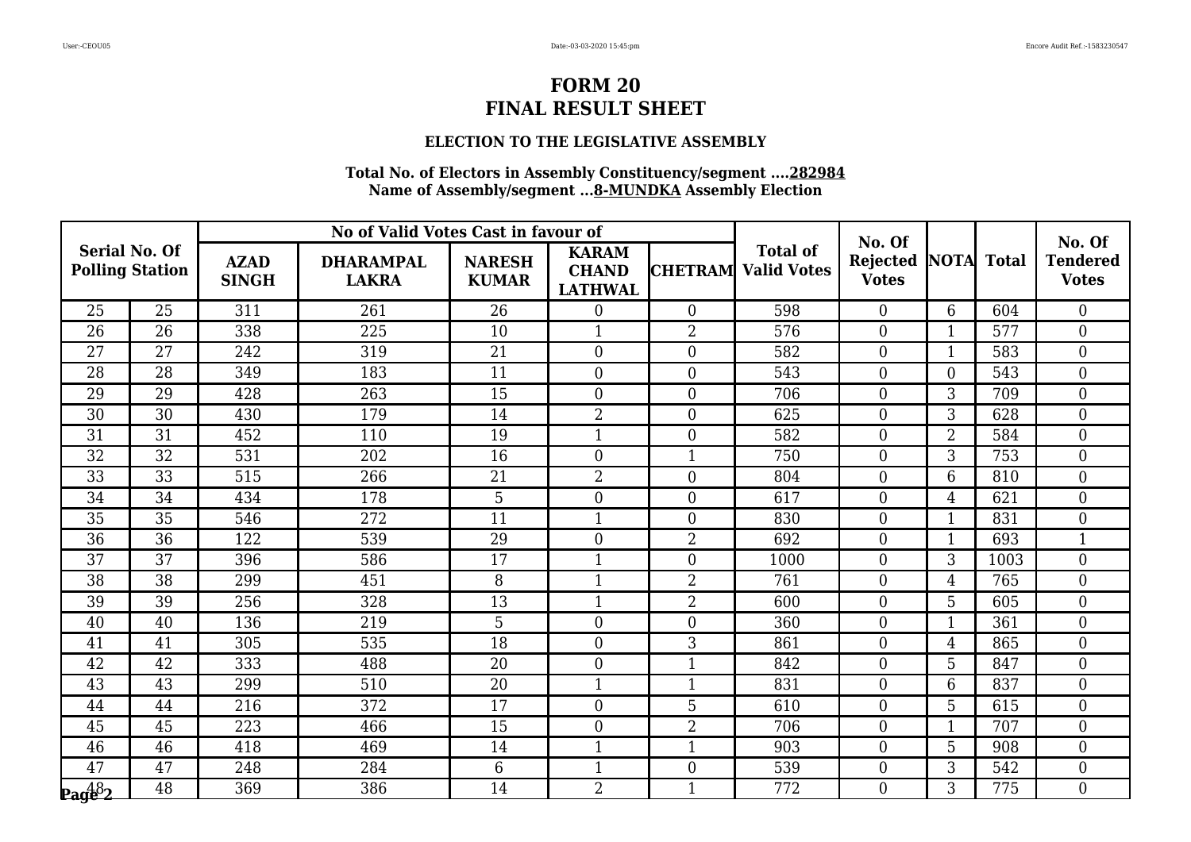# FORM 20
# FINAL RESULT SHEET

### ELECTION TO THE LEGISLATIVE ASSEMBLY

**Total No. of Electors in Assembly Constituency/segment ....282984**
**Name of Assembly/segment ...8-MUNDKA Assembly Election**

| Serial No. Of Polling Station | | No of Valid Votes Cast in favour of | | | | | Total of Valid Votes | No. Of Rejected Votes | NOTA | Total | No. Of Tendered Votes |
|---|---|---|---|---|---|---|---|---|---|---|---|
| | | AZAD SINGH | DHARAMPAL LAKRA | NARESH KUMAR | KARAM CHAND LATHWAL | CHETRAM | | | | | |
| 25 | 25 | 311 | 261 | 26 | 0 | 0 | 598 | 0 | 6 | 604 | 0 |
| 26 | 26 | 338 | 225 | 10 | 1 | 2 | 576 | 0 | 1 | 577 | 0 |
| 27 | 27 | 242 | 319 | 21 | 0 | 0 | 582 | 0 | 1 | 583 | 0 |
| 28 | 28 | 349 | 183 | 11 | 0 | 0 | 543 | 0 | 0 | 543 | 0 |
| 29 | 29 | 428 | 263 | 15 | 0 | 0 | 706 | 0 | 3 | 709 | 0 |
| 30 | 30 | 430 | 179 | 14 | 2 | 0 | 625 | 0 | 3 | 628 | 0 |
| 31 | 31 | 452 | 110 | 19 | 1 | 0 | 582 | 0 | 2 | 584 | 0 |
| 32 | 32 | 531 | 202 | 16 | 0 | 1 | 750 | 0 | 3 | 753 | 0 |
| 33 | 33 | 515 | 266 | 21 | 2 | 0 | 804 | 0 | 6 | 810 | 0 |
| 34 | 34 | 434 | 178 | 5 | 0 | 0 | 617 | 0 | 4 | 621 | 0 |
| 35 | 35 | 546 | 272 | 11 | 1 | 0 | 830 | 0 | 1 | 831 | 0 |
| 36 | 36 | 122 | 539 | 29 | 0 | 2 | 692 | 0 | 1 | 693 | 1 |
| 37 | 37 | 396 | 586 | 17 | 1 | 0 | 1000 | 0 | 3 | 1003 | 0 |
| 38 | 38 | 299 | 451 | 8 | 1 | 2 | 761 | 0 | 4 | 765 | 0 |
| 39 | 39 | 256 | 328 | 13 | 1 | 2 | 600 | 0 | 5 | 605 | 0 |
| 40 | 40 | 136 | 219 | 5 | 0 | 0 | 360 | 0 | 1 | 361 | 0 |
| 41 | 41 | 305 | 535 | 18 | 0 | 3 | 861 | 0 | 4 | 865 | 0 |
| 42 | 42 | 333 | 488 | 20 | 0 | 1 | 842 | 0 | 5 | 847 | 0 |
| 43 | 43 | 299 | 510 | 20 | 1 | 1 | 831 | 0 | 6 | 837 | 0 |
| 44 | 44 | 216 | 372 | 17 | 0 | 5 | 610 | 0 | 5 | 615 | 0 |
| 45 | 45 | 223 | 466 | 15 | 0 | 2 | 706 | 0 | 1 | 707 | 0 |
| 46 | 46 | 418 | 469 | 14 | 1 | 1 | 903 | 0 | 5 | 908 | 0 |
| 47 | 47 | 248 | 284 | 6 | 1 | 0 | 539 | 0 | 3 | 542 | 0 |
| 48 | 48 | 369 | 386 | 14 | 2 | 1 | 772 | 0 | 3 | 775 | 0 |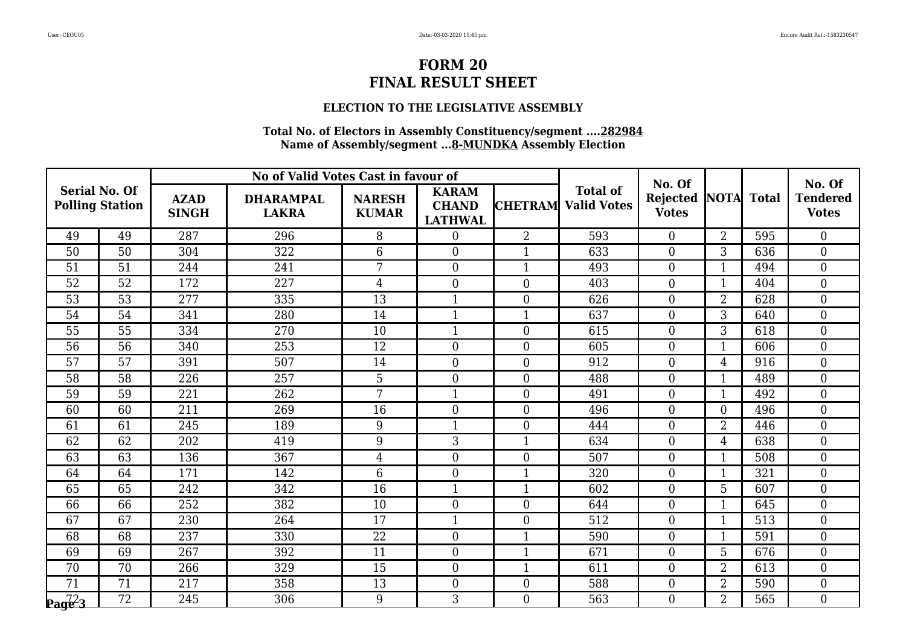# FORM 20
# FINAL RESULT SHEET

### ELECTION TO THE LEGISLATIVE ASSEMBLY

**Total No. of Electors in Assembly Constituency/segment ....282984**
**Name of Assembly/segment ...8-MUNDKA Assembly Election**

| Serial No. Of Polling Station | | No of Valid Votes Cast in favour of | | | | | Total of Valid Votes | No. Of Rejected Votes | NOTA | Total | No. Of Tendered Votes |
|---|---|---|---|---|---|---|---|---|---|---|---|
| | | AZAD SINGH | DHARAMPAL LAKRA | NARESH KUMAR | KARAM CHAND LATHWAL | CHETRAM | | | | | |
| 49 | 49 | 287 | 296 | 8 | 0 | 2 | 593 | 0 | 2 | 595 | 0 |
| 50 | 50 | 304 | 322 | 6 | 0 | 1 | 633 | 0 | 3 | 636 | 0 |
| 51 | 51 | 244 | 241 | 7 | 0 | 1 | 493 | 0 | 1 | 494 | 0 |
| 52 | 52 | 172 | 227 | 4 | 0 | 0 | 403 | 0 | 1 | 404 | 0 |
| 53 | 53 | 277 | 335 | 13 | 1 | 0 | 626 | 0 | 2 | 628 | 0 |
| 54 | 54 | 341 | 280 | 14 | 1 | 1 | 637 | 0 | 3 | 640 | 0 |
| 55 | 55 | 334 | 270 | 10 | 1 | 0 | 615 | 0 | 3 | 618 | 0 |
| 56 | 56 | 340 | 253 | 12 | 0 | 0 | 605 | 0 | 1 | 606 | 0 |
| 57 | 57 | 391 | 507 | 14 | 0 | 0 | 912 | 0 | 4 | 916 | 0 |
| 58 | 58 | 226 | 257 | 5 | 0 | 0 | 488 | 0 | 1 | 489 | 0 |
| 59 | 59 | 221 | 262 | 7 | 1 | 0 | 491 | 0 | 1 | 492 | 0 |
| 60 | 60 | 211 | 269 | 16 | 0 | 0 | 496 | 0 | 0 | 496 | 0 |
| 61 | 61 | 245 | 189 | 9 | 1 | 0 | 444 | 0 | 2 | 446 | 0 |
| 62 | 62 | 202 | 419 | 9 | 3 | 1 | 634 | 0 | 4 | 638 | 0 |
| 63 | 63 | 136 | 367 | 4 | 0 | 0 | 507 | 0 | 1 | 508 | 0 |
| 64 | 64 | 171 | 142 | 6 | 0 | 1 | 320 | 0 | 1 | 321 | 0 |
| 65 | 65 | 242 | 342 | 16 | 1 | 1 | 602 | 0 | 5 | 607 | 0 |
| 66 | 66 | 252 | 382 | 10 | 0 | 0 | 644 | 0 | 1 | 645 | 0 |
| 67 | 67 | 230 | 264 | 17 | 1 | 0 | 512 | 0 | 1 | 513 | 0 |
| 68 | 68 | 237 | 330 | 22 | 0 | 1 | 590 | 0 | 1 | 591 | 0 |
| 69 | 69 | 267 | 392 | 11 | 0 | 1 | 671 | 0 | 5 | 676 | 0 |
| 70 | 70 | 266 | 329 | 15 | 0 | 1 | 611 | 0 | 2 | 613 | 0 |
| 71 | 71 | 217 | 358 | 13 | 0 | 0 | 588 | 0 | 2 | 590 | 0 |
| 72 | 72 | 245 | 306 | 9 | 3 | 0 | 563 | 0 | 2 | 565 | 0 |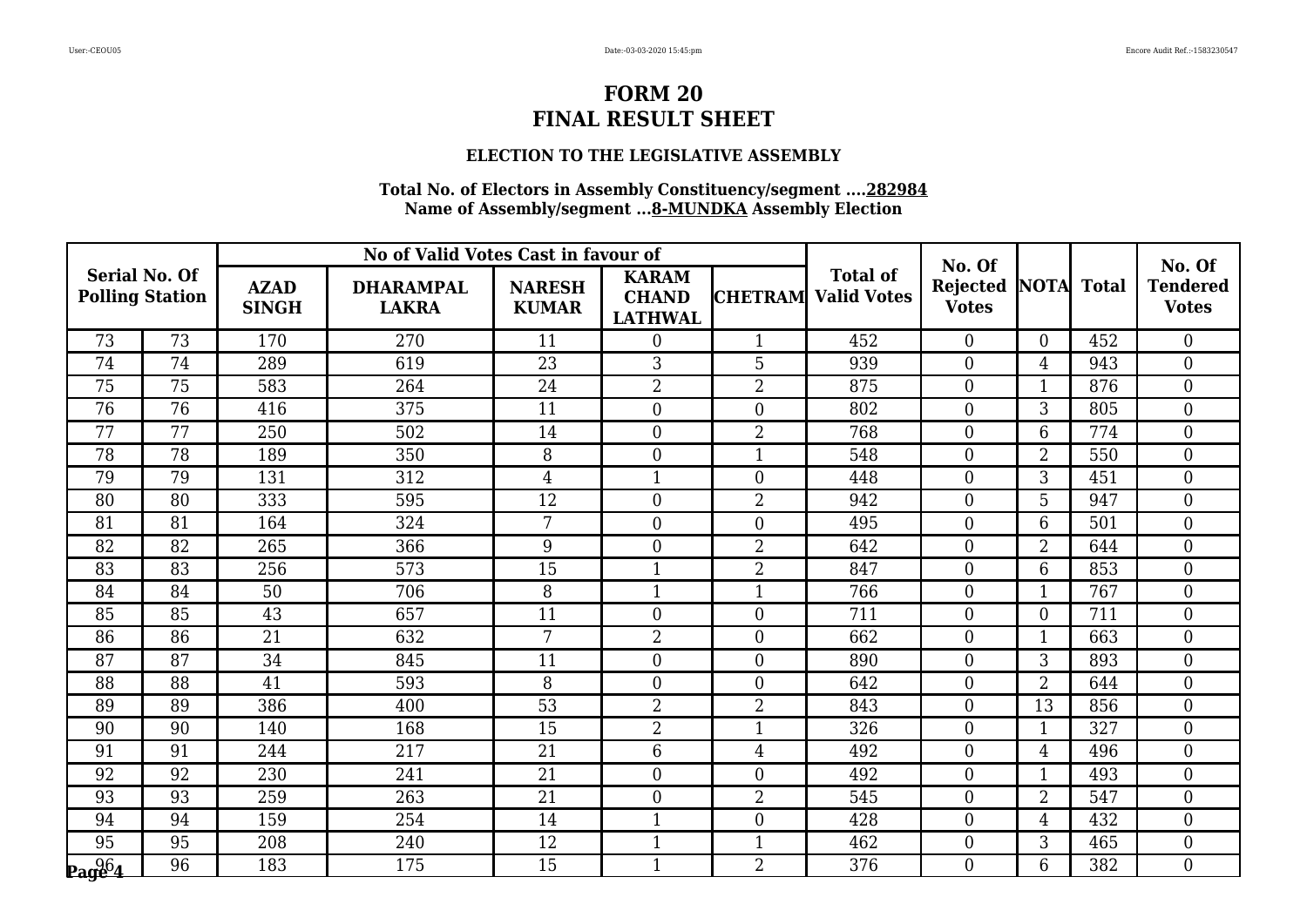# FORM 20
# FINAL RESULT SHEET

### ELECTION TO THE LEGISLATIVE ASSEMBLY

**Total No. of Electors in Assembly Constituency/segment ....282984**
**Name of Assembly/segment ...8-MUNDKA Assembly Election**

| Serial No. Of Polling Station | | No of Valid Votes Cast in favour of | | | | | Total of Valid Votes | No. Of Rejected Votes | NOTA | Total | No. Of Tendered Votes |
|---|---|---|---|---|---|---|---|---|---|---|---|
| | | AZAD SINGH | DHARAMPAL LAKRA | NARESH KUMAR | KARAM CHAND LATHWAL | CHETRAM | | | | | |
| 73 | 73 | 170 | 270 | 11 | 0 | 1 | 452 | 0 | 0 | 452 | 0 |
| 74 | 74 | 289 | 619 | 23 | 3 | 5 | 939 | 0 | 4 | 943 | 0 |
| 75 | 75 | 583 | 264 | 24 | 2 | 2 | 875 | 0 | 1 | 876 | 0 |
| 76 | 76 | 416 | 375 | 11 | 0 | 0 | 802 | 0 | 3 | 805 | 0 |
| 77 | 77 | 250 | 502 | 14 | 0 | 2 | 768 | 0 | 6 | 774 | 0 |
| 78 | 78 | 189 | 350 | 8 | 0 | 1 | 548 | 0 | 2 | 550 | 0 |
| 79 | 79 | 131 | 312 | 4 | 1 | 0 | 448 | 0 | 3 | 451 | 0 |
| 80 | 80 | 333 | 595 | 12 | 0 | 2 | 942 | 0 | 5 | 947 | 0 |
| 81 | 81 | 164 | 324 | 7 | 0 | 0 | 495 | 0 | 6 | 501 | 0 |
| 82 | 82 | 265 | 366 | 9 | 0 | 2 | 642 | 0 | 2 | 644 | 0 |
| 83 | 83 | 256 | 573 | 15 | 1 | 2 | 847 | 0 | 6 | 853 | 0 |
| 84 | 84 | 50 | 706 | 8 | 1 | 1 | 766 | 0 | 1 | 767 | 0 |
| 85 | 85 | 43 | 657 | 11 | 0 | 0 | 711 | 0 | 0 | 711 | 0 |
| 86 | 86 | 21 | 632 | 7 | 2 | 0 | 662 | 0 | 1 | 663 | 0 |
| 87 | 87 | 34 | 845 | 11 | 0 | 0 | 890 | 0 | 3 | 893 | 0 |
| 88 | 88 | 41 | 593 | 8 | 0 | 0 | 642 | 0 | 2 | 644 | 0 |
| 89 | 89 | 386 | 400 | 53 | 2 | 2 | 843 | 0 | 13 | 856 | 0 |
| 90 | 90 | 140 | 168 | 15 | 2 | 1 | 326 | 0 | 1 | 327 | 0 |
| 91 | 91 | 244 | 217 | 21 | 6 | 4 | 492 | 0 | 4 | 496 | 0 |
| 92 | 92 | 230 | 241 | 21 | 0 | 0 | 492 | 0 | 1 | 493 | 0 |
| 93 | 93 | 259 | 263 | 21 | 0 | 2 | 545 | 0 | 2 | 547 | 0 |
| 94 | 94 | 159 | 254 | 14 | 1 | 0 | 428 | 0 | 4 | 432 | 0 |
| 95 | 95 | 208 | 240 | 12 | 1 | 1 | 462 | 0 | 3 | 465 | 0 |
| 96 | 96 | 183 | 175 | 15 | 1 | 2 | 376 | 0 | 6 | 382 | 0 |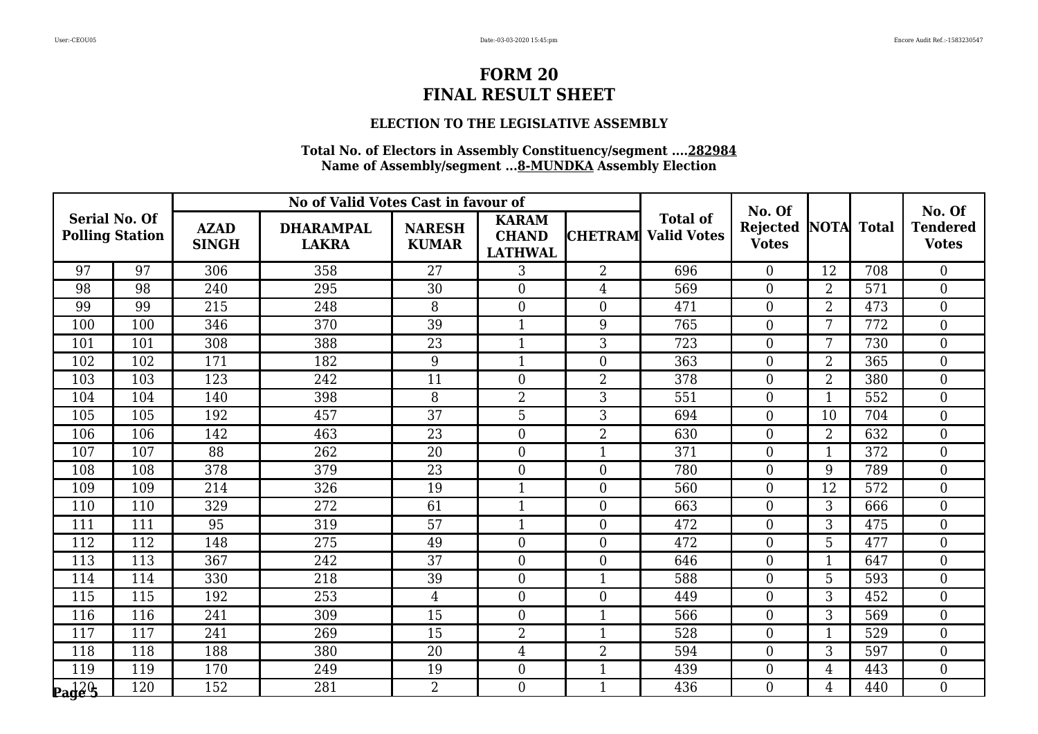# FORM 20
# FINAL RESULT SHEET

### ELECTION TO THE LEGISLATIVE ASSEMBLY

**Total No. of Electors in Assembly Constituency/segment ....282984**
**Name of Assembly/segment ...8-MUNDKA Assembly Election**

| Serial No. Of Polling Station | | No of Valid Votes Cast in favour of | | | | | Total of Valid Votes | No. Of Rejected Votes | NOTA | Total | No. Of Tendered Votes |
|---|---|---|---|---|---|---|---|---|---|---|---|
| | | AZAD SINGH | DHARAMPAL LAKRA | NARESH KUMAR | KARAM CHAND LATHWAL | CHETRAM | | | | | |
| 97 | 97 | 306 | 358 | 27 | 3 | 2 | 696 | 0 | 12 | 708 | 0 |
| 98 | 98 | 240 | 295 | 30 | 0 | 4 | 569 | 0 | 2 | 571 | 0 |
| 99 | 99 | 215 | 248 | 8 | 0 | 0 | 471 | 0 | 2 | 473 | 0 |
| 100 | 100 | 346 | 370 | 39 | 1 | 9 | 765 | 0 | 7 | 772 | 0 |
| 101 | 101 | 308 | 388 | 23 | 1 | 3 | 723 | 0 | 7 | 730 | 0 |
| 102 | 102 | 171 | 182 | 9 | 1 | 0 | 363 | 0 | 2 | 365 | 0 |
| 103 | 103 | 123 | 242 | 11 | 0 | 2 | 378 | 0 | 2 | 380 | 0 |
| 104 | 104 | 140 | 398 | 8 | 2 | 3 | 551 | 0 | 1 | 552 | 0 |
| 105 | 105 | 192 | 457 | 37 | 5 | 3 | 694 | 0 | 10 | 704 | 0 |
| 106 | 106 | 142 | 463 | 23 | 0 | 2 | 630 | 0 | 2 | 632 | 0 |
| 107 | 107 | 88 | 262 | 20 | 0 | 1 | 371 | 0 | 1 | 372 | 0 |
| 108 | 108 | 378 | 379 | 23 | 0 | 0 | 780 | 0 | 9 | 789 | 0 |
| 109 | 109 | 214 | 326 | 19 | 1 | 0 | 560 | 0 | 12 | 572 | 0 |
| 110 | 110 | 329 | 272 | 61 | 1 | 0 | 663 | 0 | 3 | 666 | 0 |
| 111 | 111 | 95 | 319 | 57 | 1 | 0 | 472 | 0 | 3 | 475 | 0 |
| 112 | 112 | 148 | 275 | 49 | 0 | 0 | 472 | 0 | 5 | 477 | 0 |
| 113 | 113 | 367 | 242 | 37 | 0 | 0 | 646 | 0 | 1 | 647 | 0 |
| 114 | 114 | 330 | 218 | 39 | 0 | 1 | 588 | 0 | 5 | 593 | 0 |
| 115 | 115 | 192 | 253 | 4 | 0 | 0 | 449 | 0 | 3 | 452 | 0 |
| 116 | 116 | 241 | 309 | 15 | 0 | 1 | 566 | 0 | 3 | 569 | 0 |
| 117 | 117 | 241 | 269 | 15 | 2 | 1 | 528 | 0 | 1 | 529 | 0 |
| 118 | 118 | 188 | 380 | 20 | 4 | 2 | 594 | 0 | 3 | 597 | 0 |
| 119 | 119 | 170 | 249 | 19 | 0 | 1 | 439 | 0 | 4 | 443 | 0 |
| 120 | 120 | 152 | 281 | 2 | 0 | 1 | 436 | 0 | 4 | 440 | 0 |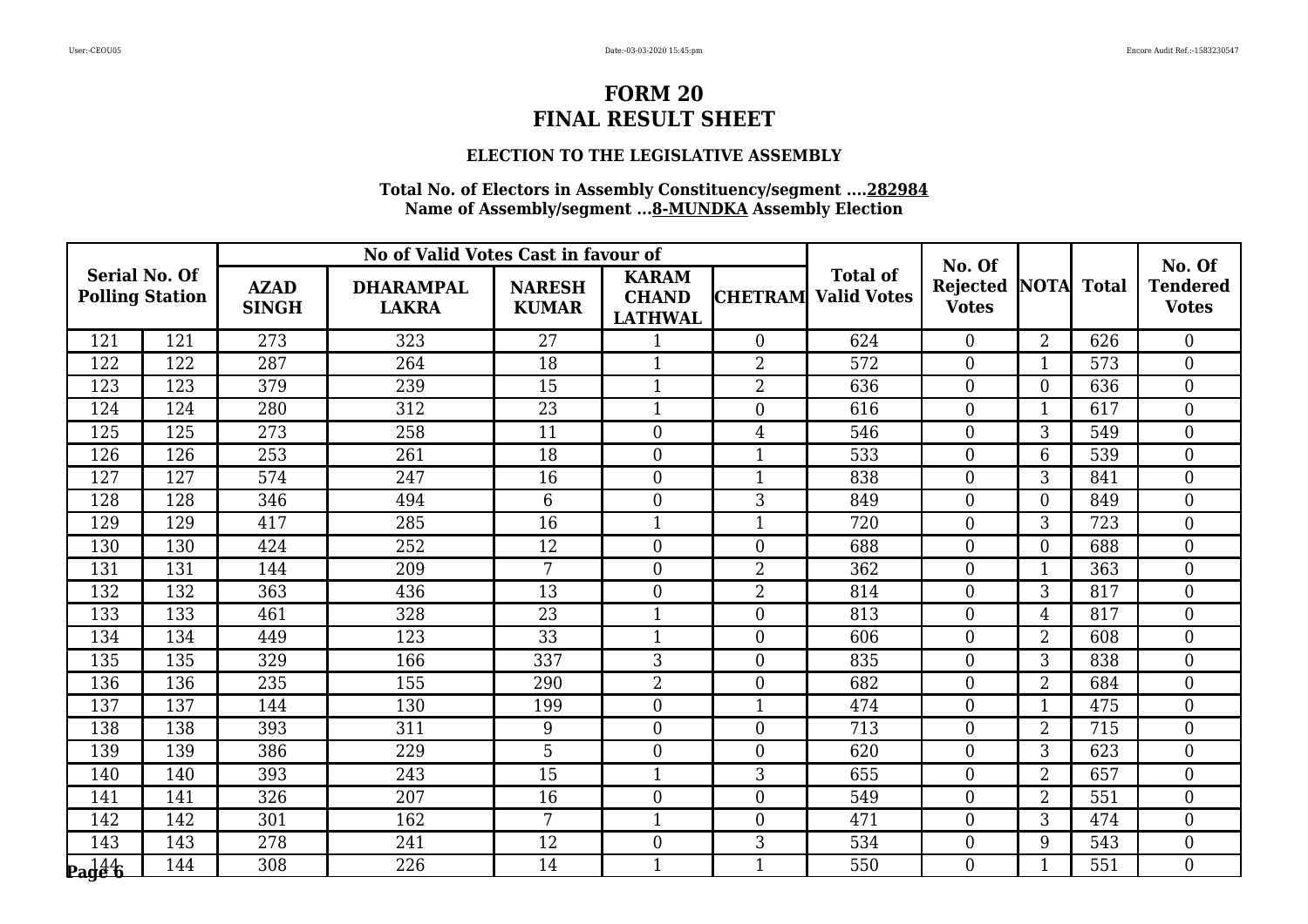# FORM 20
# FINAL RESULT SHEET

### ELECTION TO THE LEGISLATIVE ASSEMBLY

**Total No. of Electors in Assembly Constituency/segment ....282984**
**Name of Assembly/segment ...8-MUNDKA Assembly Election**

| Serial No. Of Polling Station | | No of Valid Votes Cast in favour of | | | | | Total of Valid Votes | No. Of Rejected Votes | NOTA | Total | No. Of Tendered Votes |
|---|---|---|---|---|---|---|---|---|---|---|---|
| | | AZAD SINGH | DHARAMPAL LAKRA | NARESH KUMAR | KARAM CHAND LATHWAL | CHETRAM | | | | | |
| 121 | 121 | 273 | 323 | 27 | 1 | 0 | 624 | 0 | 2 | 626 | 0 |
| 122 | 122 | 287 | 264 | 18 | 1 | 2 | 572 | 0 | 1 | 573 | 0 |
| 123 | 123 | 379 | 239 | 15 | 1 | 2 | 636 | 0 | 0 | 636 | 0 |
| 124 | 124 | 280 | 312 | 23 | 1 | 0 | 616 | 0 | 1 | 617 | 0 |
| 125 | 125 | 273 | 258 | 11 | 0 | 4 | 546 | 0 | 3 | 549 | 0 |
| 126 | 126 | 253 | 261 | 18 | 0 | 1 | 533 | 0 | 6 | 539 | 0 |
| 127 | 127 | 574 | 247 | 16 | 0 | 1 | 838 | 0 | 3 | 841 | 0 |
| 128 | 128 | 346 | 494 | 6 | 0 | 3 | 849 | 0 | 0 | 849 | 0 |
| 129 | 129 | 417 | 285 | 16 | 1 | 1 | 720 | 0 | 3 | 723 | 0 |
| 130 | 130 | 424 | 252 | 12 | 0 | 0 | 688 | 0 | 0 | 688 | 0 |
| 131 | 131 | 144 | 209 | 7 | 0 | 2 | 362 | 0 | 1 | 363 | 0 |
| 132 | 132 | 363 | 436 | 13 | 0 | 2 | 814 | 0 | 3 | 817 | 0 |
| 133 | 133 | 461 | 328 | 23 | 1 | 0 | 813 | 0 | 4 | 817 | 0 |
| 134 | 134 | 449 | 123 | 33 | 1 | 0 | 606 | 0 | 2 | 608 | 0 |
| 135 | 135 | 329 | 166 | 337 | 3 | 0 | 835 | 0 | 3 | 838 | 0 |
| 136 | 136 | 235 | 155 | 290 | 2 | 0 | 682 | 0 | 2 | 684 | 0 |
| 137 | 137 | 144 | 130 | 199 | 0 | 1 | 474 | 0 | 1 | 475 | 0 |
| 138 | 138 | 393 | 311 | 9 | 0 | 0 | 713 | 0 | 2 | 715 | 0 |
| 139 | 139 | 386 | 229 | 5 | 0 | 0 | 620 | 0 | 3 | 623 | 0 |
| 140 | 140 | 393 | 243 | 15 | 1 | 3 | 655 | 0 | 2 | 657 | 0 |
| 141 | 141 | 326 | 207 | 16 | 0 | 0 | 549 | 0 | 2 | 551 | 0 |
| 142 | 142 | 301 | 162 | 7 | 1 | 0 | 471 | 0 | 3 | 474 | 0 |
| 143 | 143 | 278 | 241 | 12 | 0 | 3 | 534 | 0 | 9 | 543 | 0 |
| 144 | 144 | 308 | 226 | 14 | 1 | 1 | 550 | 0 | 1 | 551 | 0 |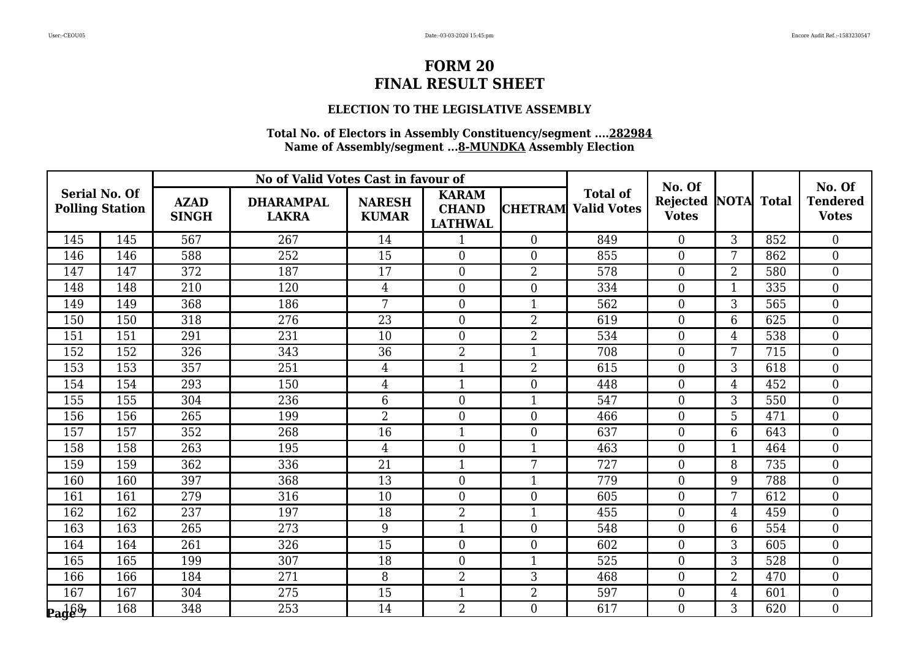# FORM 20
# FINAL RESULT SHEET

### ELECTION TO THE LEGISLATIVE ASSEMBLY

**Total No. of Electors in Assembly Constituency/segment ....282984**
**Name of Assembly/segment ...8-MUNDKA Assembly Election**

| Serial No. Of Polling Station | | No of Valid Votes Cast in favour of | | | | | Total of Valid Votes | No. Of Rejected Votes | NOTA | Total | No. Of Tendered Votes |
|---|---|---|---|---|---|---|---|---|---|---|---|
| | | AZAD SINGH | DHARAMPAL LAKRA | NARESH KUMAR | KARAM CHAND LATHWAL | CHETRAM | | | | | |
| 145 | 145 | 567 | 267 | 14 | 1 | 0 | 849 | 0 | 3 | 852 | 0 |
| 146 | 146 | 588 | 252 | 15 | 0 | 0 | 855 | 0 | 7 | 862 | 0 |
| 147 | 147 | 372 | 187 | 17 | 0 | 2 | 578 | 0 | 2 | 580 | 0 |
| 148 | 148 | 210 | 120 | 4 | 0 | 0 | 334 | 0 | 1 | 335 | 0 |
| 149 | 149 | 368 | 186 | 7 | 0 | 1 | 562 | 0 | 3 | 565 | 0 |
| 150 | 150 | 318 | 276 | 23 | 0 | 2 | 619 | 0 | 6 | 625 | 0 |
| 151 | 151 | 291 | 231 | 10 | 0 | 2 | 534 | 0 | 4 | 538 | 0 |
| 152 | 152 | 326 | 343 | 36 | 2 | 1 | 708 | 0 | 7 | 715 | 0 |
| 153 | 153 | 357 | 251 | 4 | 1 | 2 | 615 | 0 | 3 | 618 | 0 |
| 154 | 154 | 293 | 150 | 4 | 1 | 0 | 448 | 0 | 4 | 452 | 0 |
| 155 | 155 | 304 | 236 | 6 | 0 | 1 | 547 | 0 | 3 | 550 | 0 |
| 156 | 156 | 265 | 199 | 2 | 0 | 0 | 466 | 0 | 5 | 471 | 0 |
| 157 | 157 | 352 | 268 | 16 | 1 | 0 | 637 | 0 | 6 | 643 | 0 |
| 158 | 158 | 263 | 195 | 4 | 0 | 1 | 463 | 0 | 1 | 464 | 0 |
| 159 | 159 | 362 | 336 | 21 | 1 | 7 | 727 | 0 | 8 | 735 | 0 |
| 160 | 160 | 397 | 368 | 13 | 0 | 1 | 779 | 0 | 9 | 788 | 0 |
| 161 | 161 | 279 | 316 | 10 | 0 | 0 | 605 | 0 | 7 | 612 | 0 |
| 162 | 162 | 237 | 197 | 18 | 2 | 1 | 455 | 0 | 4 | 459 | 0 |
| 163 | 163 | 265 | 273 | 9 | 1 | 0 | 548 | 0 | 6 | 554 | 0 |
| 164 | 164 | 261 | 326 | 15 | 0 | 0 | 602 | 0 | 3 | 605 | 0 |
| 165 | 165 | 199 | 307 | 18 | 0 | 1 | 525 | 0 | 3 | 528 | 0 |
| 166 | 166 | 184 | 271 | 8 | 2 | 3 | 468 | 0 | 2 | 470 | 0 |
| 167 | 167 | 304 | 275 | 15 | 1 | 2 | 597 | 0 | 4 | 601 | 0 |
| 168 | 168 | 348 | 253 | 14 | 2 | 0 | 617 | 0 | 3 | 620 | 0 |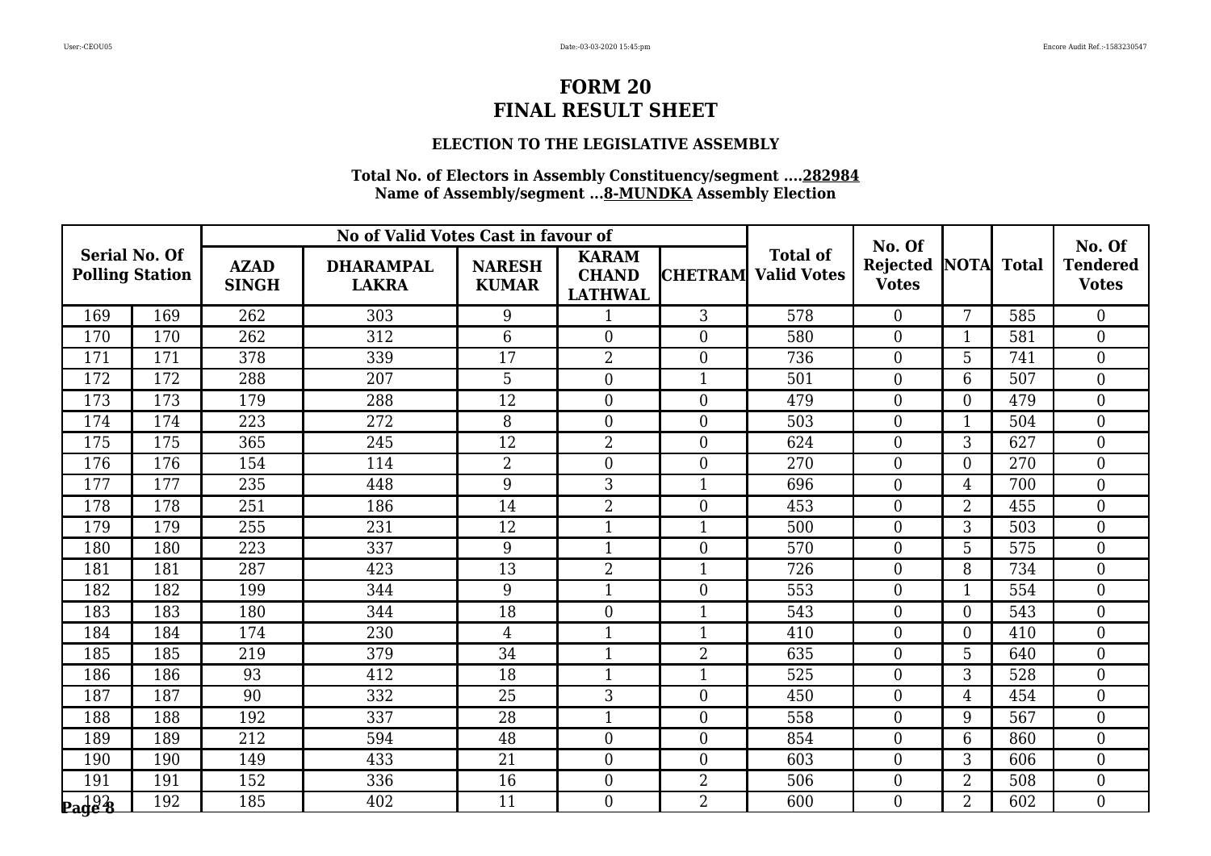# FORM 20
# FINAL RESULT SHEET

### ELECTION TO THE LEGISLATIVE ASSEMBLY

**Total No. of Electors in Assembly Constituency/segment ....282984**
**Name of Assembly/segment ...8-MUNDKA Assembly Election**

| Serial No. Of Polling Station | | No of Valid Votes Cast in favour of | | | | | Total of Valid Votes | No. Of Rejected Votes | NOTA | Total | No. Of Tendered Votes |
|---|---|---|---|---|---|---|---|---|---|---|---|
| | | AZAD SINGH | DHARAMPAL LAKRA | NARESH KUMAR | KARAM CHAND LATHWAL | CHETRAM | | | | | |
| 169 | 169 | 262 | 303 | 9 | 1 | 3 | 578 | 0 | 7 | 585 | 0 |
| 170 | 170 | 262 | 312 | 6 | 0 | 0 | 580 | 0 | 1 | 581 | 0 |
| 171 | 171 | 378 | 339 | 17 | 2 | 0 | 736 | 0 | 5 | 741 | 0 |
| 172 | 172 | 288 | 207 | 5 | 0 | 1 | 501 | 0 | 6 | 507 | 0 |
| 173 | 173 | 179 | 288 | 12 | 0 | 0 | 479 | 0 | 0 | 479 | 0 |
| 174 | 174 | 223 | 272 | 8 | 0 | 0 | 503 | 0 | 1 | 504 | 0 |
| 175 | 175 | 365 | 245 | 12 | 2 | 0 | 624 | 0 | 3 | 627 | 0 |
| 176 | 176 | 154 | 114 | 2 | 0 | 0 | 270 | 0 | 0 | 270 | 0 |
| 177 | 177 | 235 | 448 | 9 | 3 | 1 | 696 | 0 | 4 | 700 | 0 |
| 178 | 178 | 251 | 186 | 14 | 2 | 0 | 453 | 0 | 2 | 455 | 0 |
| 179 | 179 | 255 | 231 | 12 | 1 | 1 | 500 | 0 | 3 | 503 | 0 |
| 180 | 180 | 223 | 337 | 9 | 1 | 0 | 570 | 0 | 5 | 575 | 0 |
| 181 | 181 | 287 | 423 | 13 | 2 | 1 | 726 | 0 | 8 | 734 | 0 |
| 182 | 182 | 199 | 344 | 9 | 1 | 0 | 553 | 0 | 1 | 554 | 0 |
| 183 | 183 | 180 | 344 | 18 | 0 | 1 | 543 | 0 | 0 | 543 | 0 |
| 184 | 184 | 174 | 230 | 4 | 1 | 1 | 410 | 0 | 0 | 410 | 0 |
| 185 | 185 | 219 | 379 | 34 | 1 | 2 | 635 | 0 | 5 | 640 | 0 |
| 186 | 186 | 93 | 412 | 18 | 1 | 1 | 525 | 0 | 3 | 528 | 0 |
| 187 | 187 | 90 | 332 | 25 | 3 | 0 | 450 | 0 | 4 | 454 | 0 |
| 188 | 188 | 192 | 337 | 28 | 1 | 0 | 558 | 0 | 9 | 567 | 0 |
| 189 | 189 | 212 | 594 | 48 | 0 | 0 | 854 | 0 | 6 | 860 | 0 |
| 190 | 190 | 149 | 433 | 21 | 0 | 0 | 603 | 0 | 3 | 606 | 0 |
| 191 | 191 | 152 | 336 | 16 | 0 | 2 | 506 | 0 | 2 | 508 | 0 |
| 192 | 192 | 185 | 402 | 11 | 0 | 2 | 600 | 0 | 2 | 602 | 0 |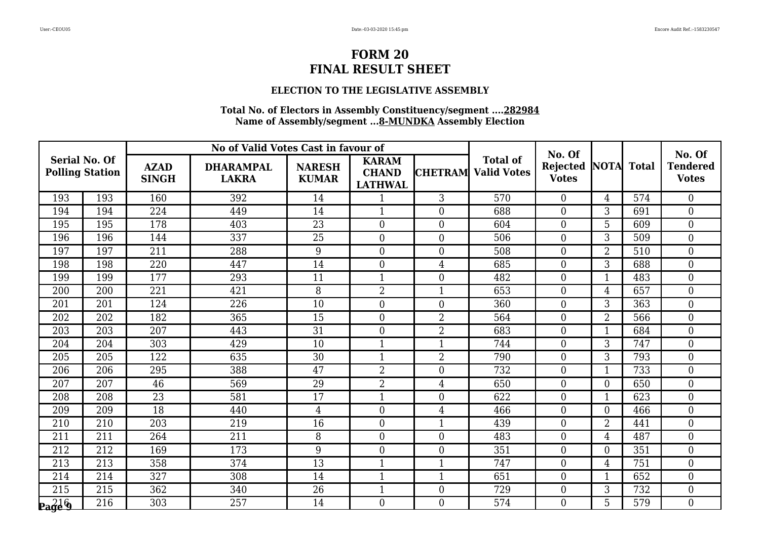# FORM 20
# FINAL RESULT SHEET

### ELECTION TO THE LEGISLATIVE ASSEMBLY

**Total No. of Electors in Assembly Constituency/segment ....282984**
**Name of Assembly/segment ...8-MUNDKA Assembly Election**

| Serial No. Of Polling Station | | No of Valid Votes Cast in favour of | | | | | Total of Valid Votes | No. Of Rejected Votes | NOTA | Total | No. Of Tendered Votes |
|---|---|---|---|---|---|---|---|---|---|---|---|
| | | AZAD SINGH | DHARAMPAL LAKRA | NARESH KUMAR | KARAM CHAND LATHWAL | CHETRAM | | | | | |
| 193 | 193 | 160 | 392 | 14 | 1 | 3 | 570 | 0 | 4 | 574 | 0 |
| 194 | 194 | 224 | 449 | 14 | 1 | 0 | 688 | 0 | 3 | 691 | 0 |
| 195 | 195 | 178 | 403 | 23 | 0 | 0 | 604 | 0 | 5 | 609 | 0 |
| 196 | 196 | 144 | 337 | 25 | 0 | 0 | 506 | 0 | 3 | 509 | 0 |
| 197 | 197 | 211 | 288 | 9 | 0 | 0 | 508 | 0 | 2 | 510 | 0 |
| 198 | 198 | 220 | 447 | 14 | 0 | 4 | 685 | 0 | 3 | 688 | 0 |
| 199 | 199 | 177 | 293 | 11 | 1 | 0 | 482 | 0 | 1 | 483 | 0 |
| 200 | 200 | 221 | 421 | 8 | 2 | 1 | 653 | 0 | 4 | 657 | 0 |
| 201 | 201 | 124 | 226 | 10 | 0 | 0 | 360 | 0 | 3 | 363 | 0 |
| 202 | 202 | 182 | 365 | 15 | 0 | 2 | 564 | 0 | 2 | 566 | 0 |
| 203 | 203 | 207 | 443 | 31 | 0 | 2 | 683 | 0 | 1 | 684 | 0 |
| 204 | 204 | 303 | 429 | 10 | 1 | 1 | 744 | 0 | 3 | 747 | 0 |
| 205 | 205 | 122 | 635 | 30 | 1 | 2 | 790 | 0 | 3 | 793 | 0 |
| 206 | 206 | 295 | 388 | 47 | 2 | 0 | 732 | 0 | 1 | 733 | 0 |
| 207 | 207 | 46 | 569 | 29 | 2 | 4 | 650 | 0 | 0 | 650 | 0 |
| 208 | 208 | 23 | 581 | 17 | 1 | 0 | 622 | 0 | 1 | 623 | 0 |
| 209 | 209 | 18 | 440 | 4 | 0 | 4 | 466 | 0 | 0 | 466 | 0 |
| 210 | 210 | 203 | 219 | 16 | 0 | 1 | 439 | 0 | 2 | 441 | 0 |
| 211 | 211 | 264 | 211 | 8 | 0 | 0 | 483 | 0 | 4 | 487 | 0 |
| 212 | 212 | 169 | 173 | 9 | 0 | 0 | 351 | 0 | 0 | 351 | 0 |
| 213 | 213 | 358 | 374 | 13 | 1 | 1 | 747 | 0 | 4 | 751 | 0 |
| 214 | 214 | 327 | 308 | 14 | 1 | 1 | 651 | 0 | 1 | 652 | 0 |
| 215 | 215 | 362 | 340 | 26 | 1 | 0 | 729 | 0 | 3 | 732 | 0 |
| 216 | 216 | 303 | 257 | 14 | 0 | 0 | 574 | 0 | 5 | 579 | 0 |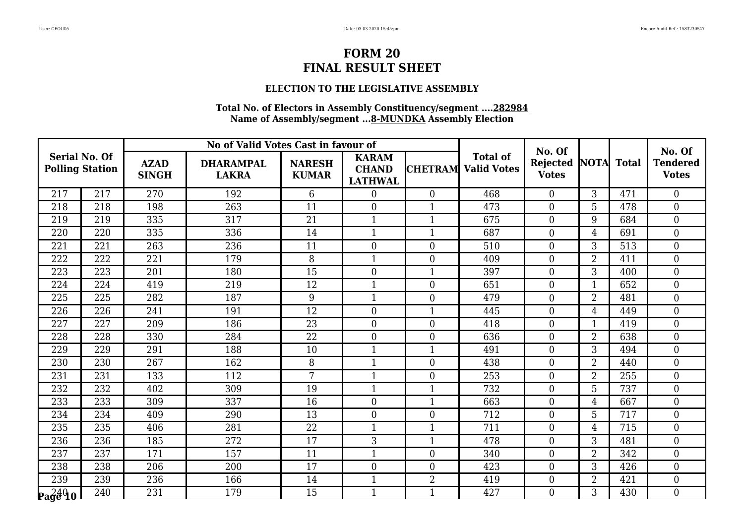# FORM 20
# FINAL RESULT SHEET

### ELECTION TO THE LEGISLATIVE ASSEMBLY

**Total No. of Electors in Assembly Constituency/segment ....282984**
**Name of Assembly/segment ...8-MUNDKA Assembly Election**

| Serial No. Of Polling Station | | No of Valid Votes Cast in favour of | | | | | Total of Valid Votes | No. Of Rejected Votes | NOTA | Total | No. Of Tendered Votes |
|---|---|---|---|---|---|---|---|---|---|---|---|
| | | AZAD SINGH | DHARAMPAL LAKRA | NARESH KUMAR | KARAM CHAND LATHWAL | CHETRAM | | | | | |
| 217 | 217 | 270 | 192 | 6 | 0 | 0 | 468 | 0 | 3 | 471 | 0 |
| 218 | 218 | 198 | 263 | 11 | 0 | 1 | 473 | 0 | 5 | 478 | 0 |
| 219 | 219 | 335 | 317 | 21 | 1 | 1 | 675 | 0 | 9 | 684 | 0 |
| 220 | 220 | 335 | 336 | 14 | 1 | 1 | 687 | 0 | 4 | 691 | 0 |
| 221 | 221 | 263 | 236 | 11 | 0 | 0 | 510 | 0 | 3 | 513 | 0 |
| 222 | 222 | 221 | 179 | 8 | 1 | 0 | 409 | 0 | 2 | 411 | 0 |
| 223 | 223 | 201 | 180 | 15 | 0 | 1 | 397 | 0 | 3 | 400 | 0 |
| 224 | 224 | 419 | 219 | 12 | 1 | 0 | 651 | 0 | 1 | 652 | 0 |
| 225 | 225 | 282 | 187 | 9 | 1 | 0 | 479 | 0 | 2 | 481 | 0 |
| 226 | 226 | 241 | 191 | 12 | 0 | 1 | 445 | 0 | 4 | 449 | 0 |
| 227 | 227 | 209 | 186 | 23 | 0 | 0 | 418 | 0 | 1 | 419 | 0 |
| 228 | 228 | 330 | 284 | 22 | 0 | 0 | 636 | 0 | 2 | 638 | 0 |
| 229 | 229 | 291 | 188 | 10 | 1 | 1 | 491 | 0 | 3 | 494 | 0 |
| 230 | 230 | 267 | 162 | 8 | 1 | 0 | 438 | 0 | 2 | 440 | 0 |
| 231 | 231 | 133 | 112 | 7 | 1 | 0 | 253 | 0 | 2 | 255 | 0 |
| 232 | 232 | 402 | 309 | 19 | 1 | 1 | 732 | 0 | 5 | 737 | 0 |
| 233 | 233 | 309 | 337 | 16 | 0 | 1 | 663 | 0 | 4 | 667 | 0 |
| 234 | 234 | 409 | 290 | 13 | 0 | 0 | 712 | 0 | 5 | 717 | 0 |
| 235 | 235 | 406 | 281 | 22 | 1 | 1 | 711 | 0 | 4 | 715 | 0 |
| 236 | 236 | 185 | 272 | 17 | 3 | 1 | 478 | 0 | 3 | 481 | 0 |
| 237 | 237 | 171 | 157 | 11 | 1 | 0 | 340 | 0 | 2 | 342 | 0 |
| 238 | 238 | 206 | 200 | 17 | 0 | 0 | 423 | 0 | 3 | 426 | 0 |
| 239 | 239 | 236 | 166 | 14 | 1 | 2 | 419 | 0 | 2 | 421 | 0 |
| 240 | 240 | 231 | 179 | 15 | 1 | 1 | 427 | 0 | 3 | 430 | 0 |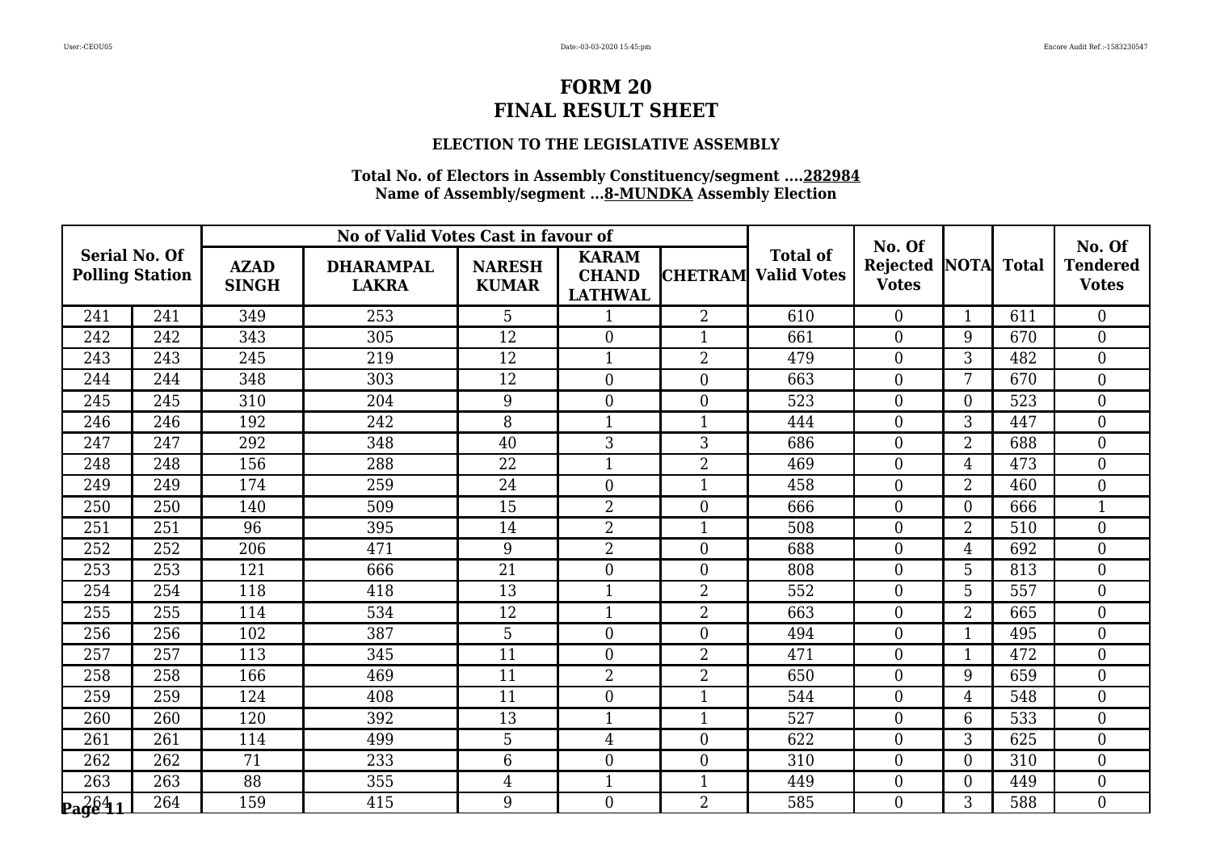# FORM 20
# FINAL RESULT SHEET

### ELECTION TO THE LEGISLATIVE ASSEMBLY

**Total No. of Electors in Assembly Constituency/segment ....282984**
**Name of Assembly/segment ...8-MUNDKA Assembly Election**

| Serial No. Of Polling Station | | No of Valid Votes Cast in favour of | | | | | Total of Valid Votes | No. Of Rejected Votes | NOTA | Total | No. Of Tendered Votes |
|---|---|---|---|---|---|---|---|---|---|---|---|
| | | AZAD SINGH | DHARAMPAL LAKRA | NARESH KUMAR | KARAM CHAND LATHWAL | CHETRAM | | | | | |
| 241 | 241 | 349 | 253 | 5 | 1 | 2 | 610 | 0 | 1 | 611 | 0 |
| 242 | 242 | 343 | 305 | 12 | 0 | 1 | 661 | 0 | 9 | 670 | 0 |
| 243 | 243 | 245 | 219 | 12 | 1 | 2 | 479 | 0 | 3 | 482 | 0 |
| 244 | 244 | 348 | 303 | 12 | 0 | 0 | 663 | 0 | 7 | 670 | 0 |
| 245 | 245 | 310 | 204 | 9 | 0 | 0 | 523 | 0 | 0 | 523 | 0 |
| 246 | 246 | 192 | 242 | 8 | 1 | 1 | 444 | 0 | 3 | 447 | 0 |
| 247 | 247 | 292 | 348 | 40 | 3 | 3 | 686 | 0 | 2 | 688 | 0 |
| 248 | 248 | 156 | 288 | 22 | 1 | 2 | 469 | 0 | 4 | 473 | 0 |
| 249 | 249 | 174 | 259 | 24 | 0 | 1 | 458 | 0 | 2 | 460 | 0 |
| 250 | 250 | 140 | 509 | 15 | 2 | 0 | 666 | 0 | 0 | 666 | 1 |
| 251 | 251 | 96 | 395 | 14 | 2 | 1 | 508 | 0 | 2 | 510 | 0 |
| 252 | 252 | 206 | 471 | 9 | 2 | 0 | 688 | 0 | 4 | 692 | 0 |
| 253 | 253 | 121 | 666 | 21 | 0 | 0 | 808 | 0 | 5 | 813 | 0 |
| 254 | 254 | 118 | 418 | 13 | 1 | 2 | 552 | 0 | 5 | 557 | 0 |
| 255 | 255 | 114 | 534 | 12 | 1 | 2 | 663 | 0 | 2 | 665 | 0 |
| 256 | 256 | 102 | 387 | 5 | 0 | 0 | 494 | 0 | 1 | 495 | 0 |
| 257 | 257 | 113 | 345 | 11 | 0 | 2 | 471 | 0 | 1 | 472 | 0 |
| 258 | 258 | 166 | 469 | 11 | 2 | 2 | 650 | 0 | 9 | 659 | 0 |
| 259 | 259 | 124 | 408 | 11 | 0 | 1 | 544 | 0 | 4 | 548 | 0 |
| 260 | 260 | 120 | 392 | 13 | 1 | 1 | 527 | 0 | 6 | 533 | 0 |
| 261 | 261 | 114 | 499 | 5 | 4 | 0 | 622 | 0 | 3 | 625 | 0 |
| 262 | 262 | 71 | 233 | 6 | 0 | 0 | 310 | 0 | 0 | 310 | 0 |
| 263 | 263 | 88 | 355 | 4 | 1 | 1 | 449 | 0 | 0 | 449 | 0 |
| 264 | 264 | 159 | 415 | 9 | 0 | 2 | 585 | 0 | 3 | 588 | 0 |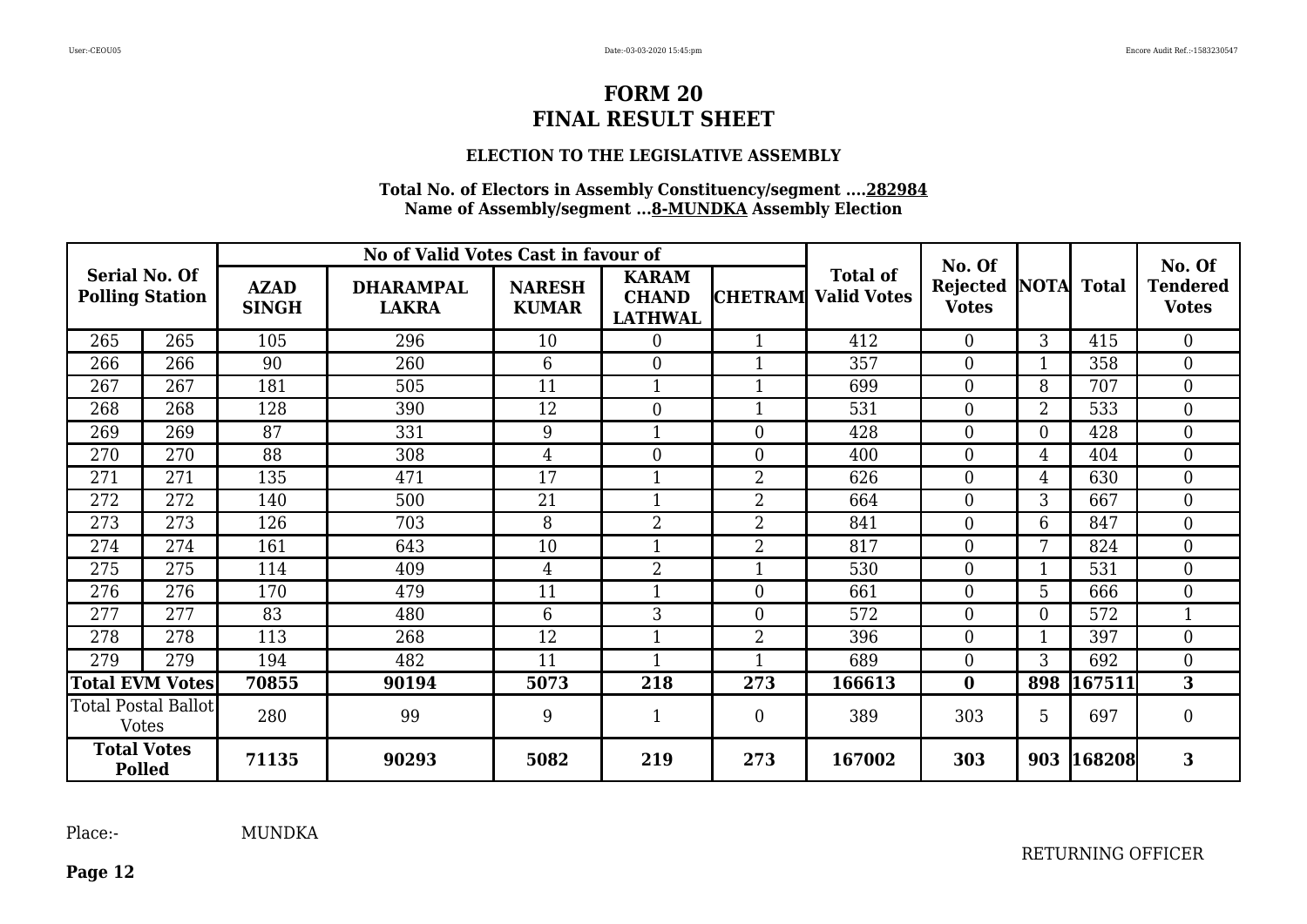# FORM 20
# FINAL RESULT SHEET

### ELECTION TO THE LEGISLATIVE ASSEMBLY

**Total No. of Electors in Assembly Constituency/segment ....282984**
**Name of Assembly/segment ...8-MUNDKA Assembly Election**

| Serial No. Of Polling Station | | No of Valid Votes Cast in favour of | | | | | Total of Valid Votes | No. Of Rejected Votes | NOTA | Total | No. Of Tendered Votes |
|---|---|---|---|---|---|---|---|---|---|---|---|
| | | AZAD SINGH | DHARAMPAL LAKRA | NARESH KUMAR | KARAM CHAND LATHWAL | CHETRAM | | | | | |
| 265 | 265 | 105 | 296 | 10 | 0 | 1 | 412 | 0 | 3 | 415 | 0 |
| 266 | 266 | 90 | 260 | 6 | 0 | 1 | 357 | 0 | 1 | 358 | 0 |
| 267 | 267 | 181 | 505 | 11 | 1 | 1 | 699 | 0 | 8 | 707 | 0 |
| 268 | 268 | 128 | 390 | 12 | 0 | 1 | 531 | 0 | 2 | 533 | 0 |
| 269 | 269 | 87 | 331 | 9 | 1 | 0 | 428 | 0 | 0 | 428 | 0 |
| 270 | 270 | 88 | 308 | 4 | 0 | 0 | 400 | 0 | 4 | 404 | 0 |
| 271 | 271 | 135 | 471 | 17 | 1 | 2 | 626 | 0 | 4 | 630 | 0 |
| 272 | 272 | 140 | 500 | 21 | 1 | 2 | 664 | 0 | 3 | 667 | 0 |
| 273 | 273 | 126 | 703 | 8 | 2 | 2 | 841 | 0 | 6 | 847 | 0 |
| 274 | 274 | 161 | 643 | 10 | 1 | 2 | 817 | 0 | 7 | 824 | 0 |
| 275 | 275 | 114 | 409 | 4 | 2 | 1 | 530 | 0 | 1 | 531 | 0 |
| 276 | 276 | 170 | 479 | 11 | 1 | 0 | 661 | 0 | 5 | 666 | 0 |
| 277 | 277 | 83 | 480 | 6 | 3 | 0 | 572 | 0 | 0 | 572 | 1 |
| 278 | 278 | 113 | 268 | 12 | 1 | 2 | 396 | 0 | 1 | 397 | 0 |
| 279 | 279 | 194 | 482 | 11 | 1 | 1 | 689 | 0 | 3 | 692 | 0 |
| **Total EVM Votes** | | **70855** | **90194** | **5073** | **218** | **273** | **166613** | **0** | **898** | **167511** | **3** |
| Total Postal Ballot Votes | | 280 | 99 | 9 | 1 | 0 | 389 | 303 | 5 | 697 | 0 |
| **Total Votes Polled** | | **71135** | **90293** | **5082** | **219** | **273** | **167002** | **303** | **903** | **168208** | **3** |

Place:- MUNDKA

RETURNING OFFICER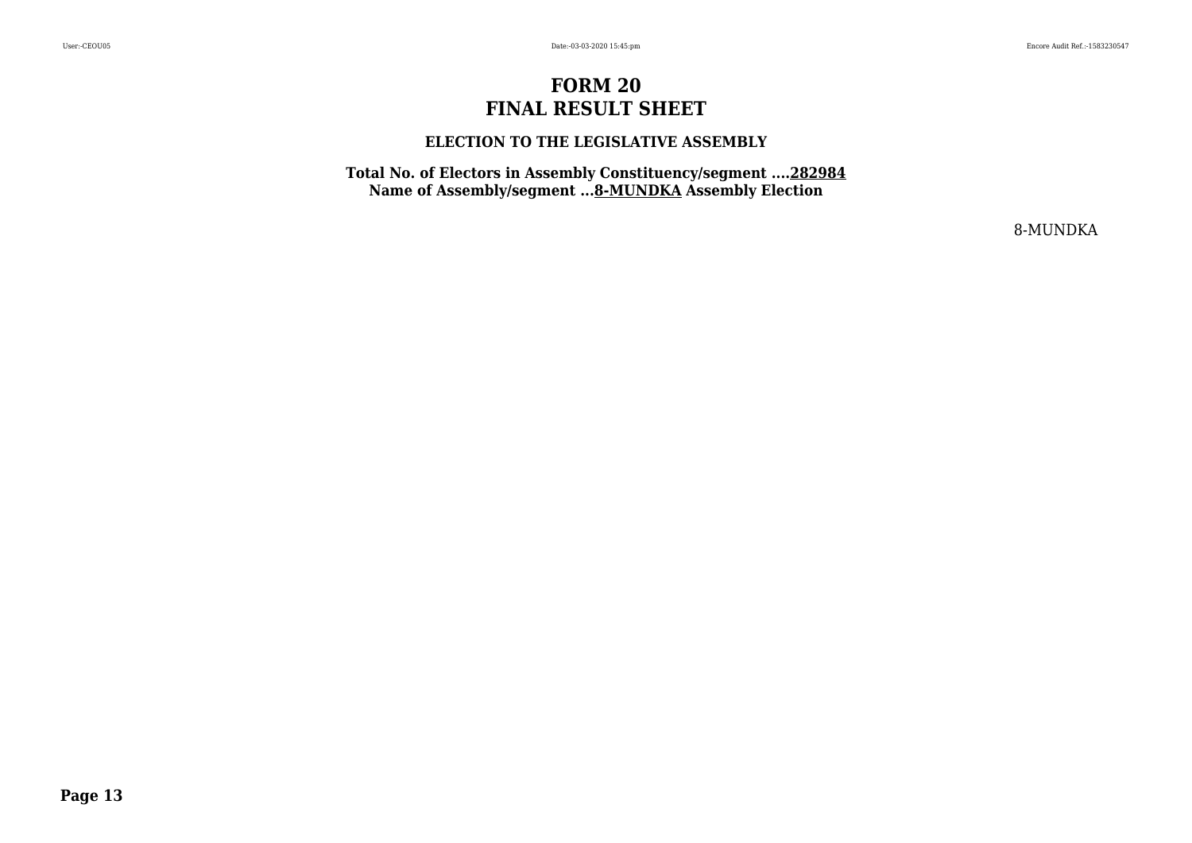# FORM 20
# FINAL RESULT SHEET

### ELECTION TO THE LEGISLATIVE ASSEMBLY

**Total No. of Electors in Assembly Constituency/segment ....282984**
**Name of Assembly/segment ...8-MUNDKA Assembly Election**

8-MUNDKA